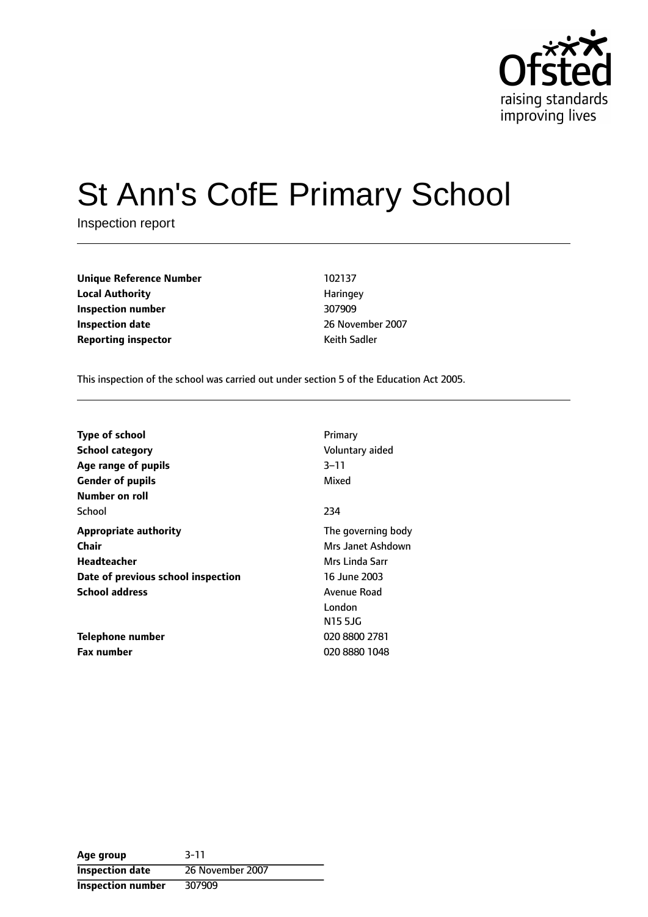# St Ann's CofE Primary School

Inspection report

| | |
|---|---|
| **Unique Reference Number** | 102137 |
| **Local Authority** | Haringey |
| **Inspection number** | 307909 |
| **Inspection date** | 26 November 2007 |
| **Reporting inspector** | Keith Sadler |

This inspection of the school was carried out under section 5 of the Education Act 2005.

| | |
|---|---|
| **Type of school** | Primary |
| **School category** | Voluntary aided |
| **Age range of pupils** | 3–11 |
| **Gender of pupils** | Mixed |
| **Number on roll** | |
| School | 234 |
| **Appropriate authority** | The governing body |
| **Chair** | Mrs Janet Ashdown |
| **Headteacher** | Mrs Linda Sarr |
| **Date of previous school inspection** | 16 June 2003 |
| **School address** | Avenue Road<br>London<br>N15 5JG |
| **Telephone number** | 020 8800 2781 |
| **Fax number** | 020 8880 1048 |

| | |
|---|---|
| **Age group** | 3-11 |
| **Inspection date** | 26 November 2007 |
| **Inspection number** | 307909 |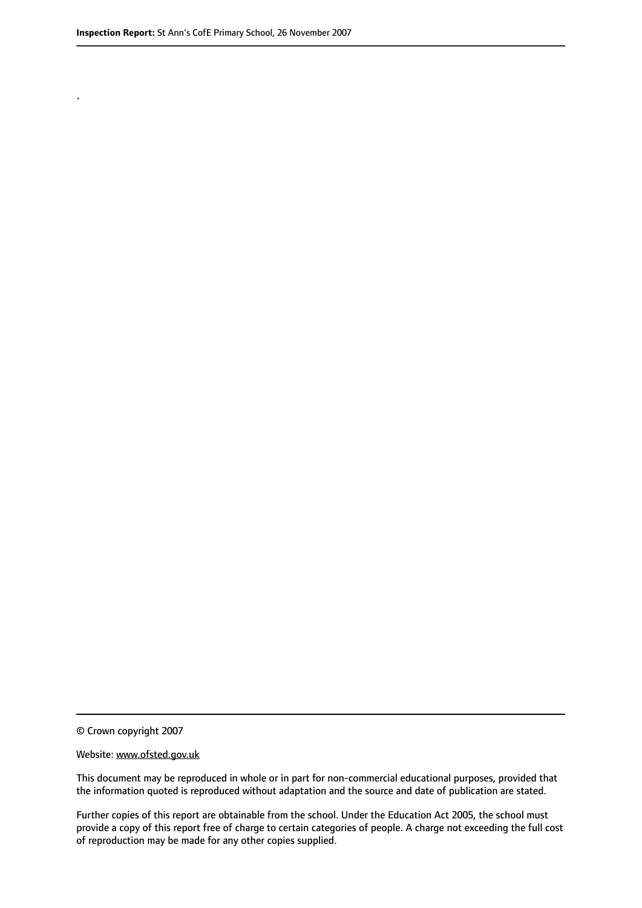.

© Crown copyright 2007

Website: www.ofsted.gov.uk

This document may be reproduced in whole or in part for non-commercial educational purposes, provided that the information quoted is reproduced without adaptation and the source and date of publication are stated.

Further copies of this report are obtainable from the school. Under the Education Act 2005, the school must provide a copy of this report free of charge to certain categories of people. A charge not exceeding the full cost of reproduction may be made for any other copies supplied.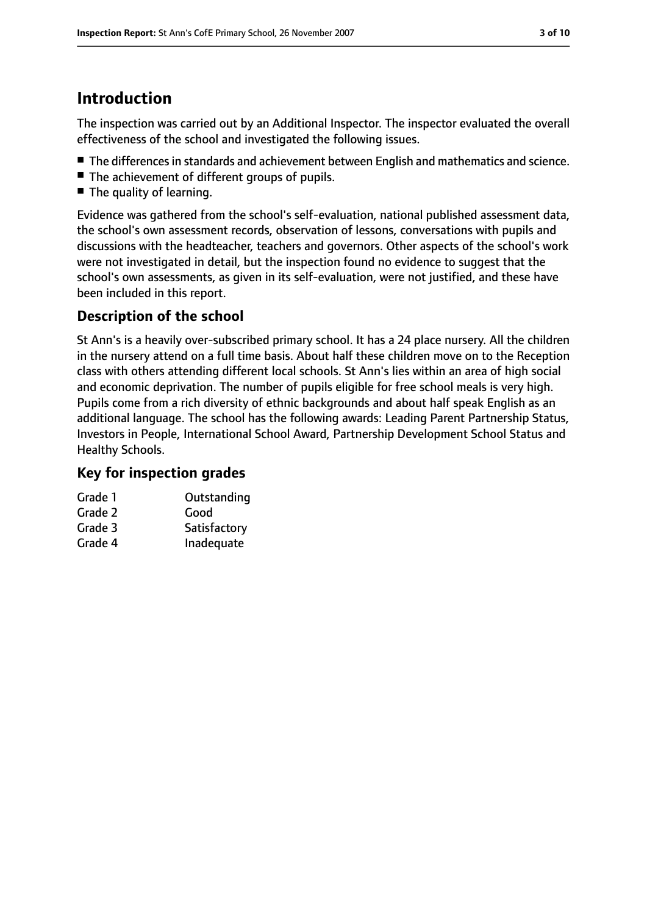# Introduction

The inspection was carried out by an Additional Inspector. The inspector evaluated the overall effectiveness of the school and investigated the following issues.

- The differences in standards and achievement between English and mathematics and science.
- The achievement of different groups of pupils.
- The quality of learning.

Evidence was gathered from the school's self-evaluation, national published assessment data, the school's own assessment records, observation of lessons, conversations with pupils and discussions with the headteacher, teachers and governors. Other aspects of the school's work were not investigated in detail, but the inspection found no evidence to suggest that the school's own assessments, as given in its self-evaluation, were not justified, and these have been included in this report.

## Description of the school

St Ann's is a heavily over-subscribed primary school. It has a 24 place nursery. All the children in the nursery attend on a full time basis. About half these children move on to the Reception class with others attending different local schools. St Ann's lies within an area of high social and economic deprivation. The number of pupils eligible for free school meals is very high. Pupils come from a rich diversity of ethnic backgrounds and about half speak English as an additional language. The school has the following awards: Leading Parent Partnership Status, Investors in People, International School Award, Partnership Development School Status and Healthy Schools.

## Key for inspection grades

| | |
|---|---|
| Grade 1 | Outstanding |
| Grade 2 | Good |
| Grade 3 | Satisfactory |
| Grade 4 | Inadequate |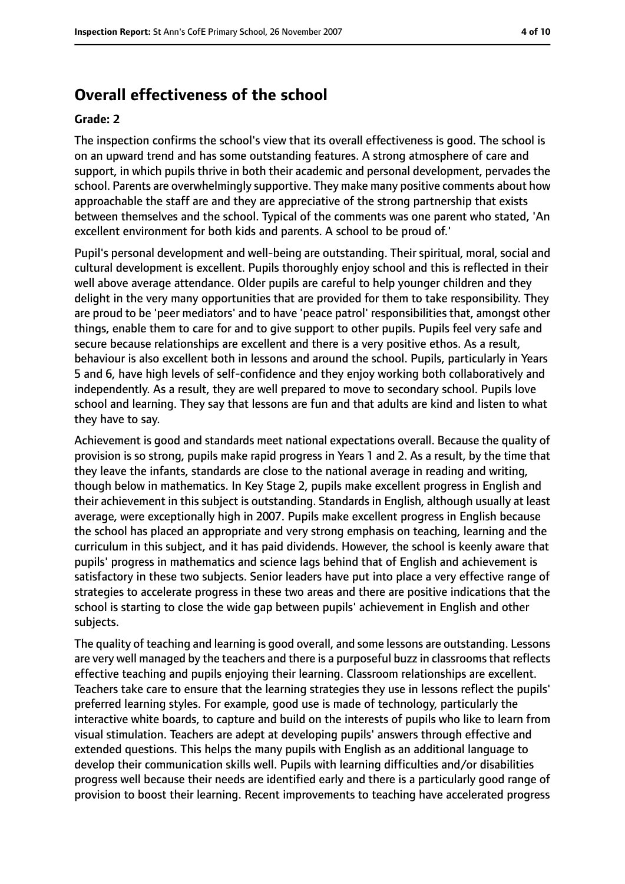## Overall effectiveness of the school

**Grade: 2**

The inspection confirms the school's view that its overall effectiveness is good. The school is on an upward trend and has some outstanding features. A strong atmosphere of care and support, in which pupils thrive in both their academic and personal development, pervades the school. Parents are overwhelmingly supportive. They make many positive comments about how approachable the staff are and they are appreciative of the strong partnership that exists between themselves and the school. Typical of the comments was one parent who stated, 'An excellent environment for both kids and parents. A school to be proud of.'

Pupil's personal development and well-being are outstanding. Their spiritual, moral, social and cultural development is excellent. Pupils thoroughly enjoy school and this is reflected in their well above average attendance. Older pupils are careful to help younger children and they delight in the very many opportunities that are provided for them to take responsibility. They are proud to be 'peer mediators' and to have 'peace patrol' responsibilities that, amongst other things, enable them to care for and to give support to other pupils. Pupils feel very safe and secure because relationships are excellent and there is a very positive ethos. As a result, behaviour is also excellent both in lessons and around the school. Pupils, particularly in Years 5 and 6, have high levels of self-confidence and they enjoy working both collaboratively and independently. As a result, they are well prepared to move to secondary school. Pupils love school and learning. They say that lessons are fun and that adults are kind and listen to what they have to say.

Achievement is good and standards meet national expectations overall. Because the quality of provision is so strong, pupils make rapid progress in Years 1 and 2. As a result, by the time that they leave the infants, standards are close to the national average in reading and writing, though below in mathematics. In Key Stage 2, pupils make excellent progress in English and their achievement in this subject is outstanding. Standards in English, although usually at least average, were exceptionally high in 2007. Pupils make excellent progress in English because the school has placed an appropriate and very strong emphasis on teaching, learning and the curriculum in this subject, and it has paid dividends. However, the school is keenly aware that pupils' progress in mathematics and science lags behind that of English and achievement is satisfactory in these two subjects. Senior leaders have put into place a very effective range of strategies to accelerate progress in these two areas and there are positive indications that the school is starting to close the wide gap between pupils' achievement in English and other subjects.

The quality of teaching and learning is good overall, and some lessons are outstanding. Lessons are very well managed by the teachers and there is a purposeful buzz in classrooms that reflects effective teaching and pupils enjoying their learning. Classroom relationships are excellent. Teachers take care to ensure that the learning strategies they use in lessons reflect the pupils' preferred learning styles. For example, good use is made of technology, particularly the interactive white boards, to capture and build on the interests of pupils who like to learn from visual stimulation. Teachers are adept at developing pupils' answers through effective and extended questions. This helps the many pupils with English as an additional language to develop their communication skills well. Pupils with learning difficulties and/or disabilities progress well because their needs are identified early and there is a particularly good range of provision to boost their learning. Recent improvements to teaching have accelerated progress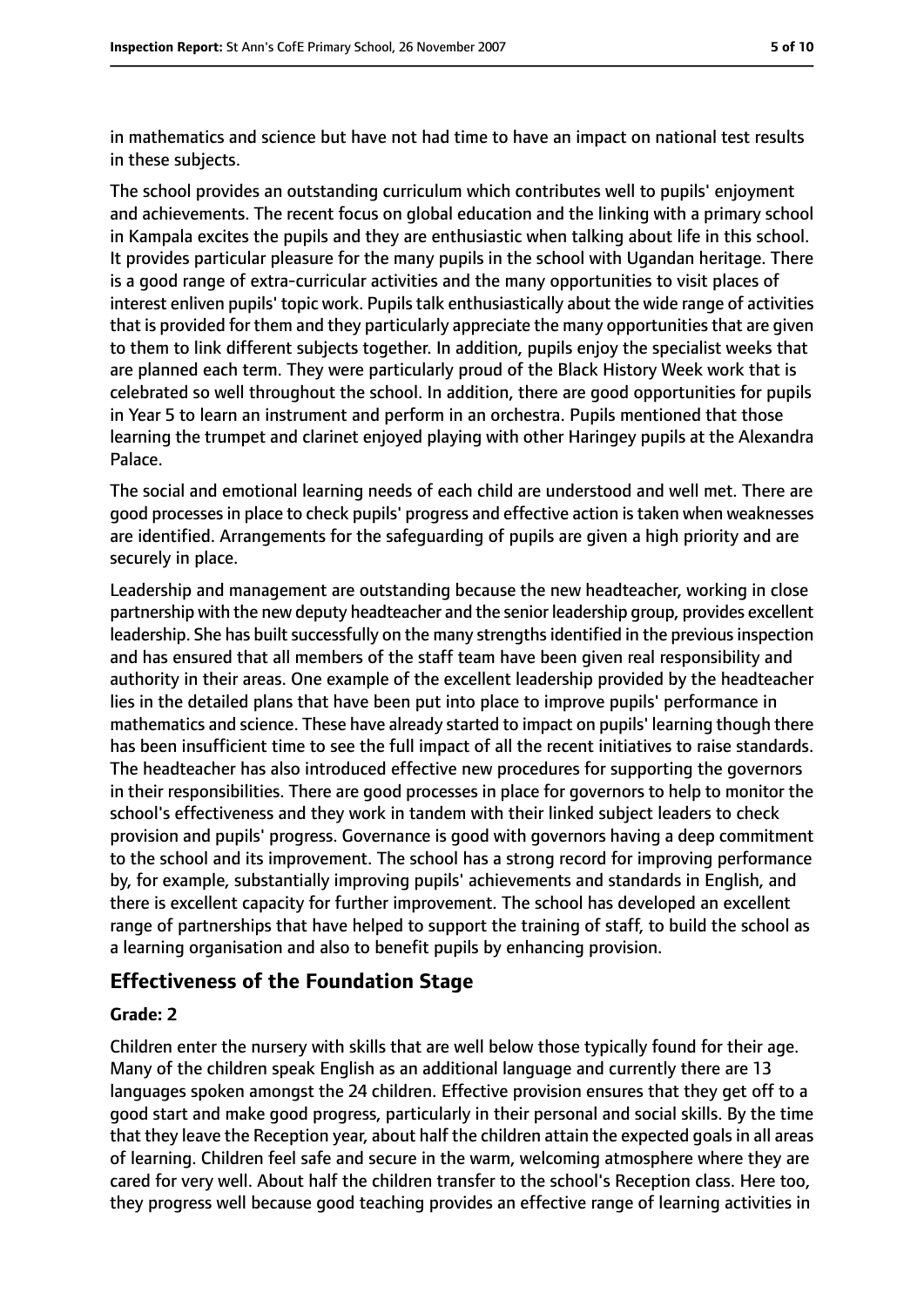in mathematics and science but have not had time to have an impact on national test results in these subjects.

The school provides an outstanding curriculum which contributes well to pupils' enjoyment and achievements. The recent focus on global education and the linking with a primary school in Kampala excites the pupils and they are enthusiastic when talking about life in this school. It provides particular pleasure for the many pupils in the school with Ugandan heritage. There is a good range of extra-curricular activities and the many opportunities to visit places of interest enliven pupils' topic work. Pupils talk enthusiastically about the wide range of activities that is provided for them and they particularly appreciate the many opportunities that are given to them to link different subjects together. In addition, pupils enjoy the specialist weeks that are planned each term. They were particularly proud of the Black History Week work that is celebrated so well throughout the school. In addition, there are good opportunities for pupils in Year 5 to learn an instrument and perform in an orchestra. Pupils mentioned that those learning the trumpet and clarinet enjoyed playing with other Haringey pupils at the Alexandra Palace.

The social and emotional learning needs of each child are understood and well met. There are good processes in place to check pupils' progress and effective action is taken when weaknesses are identified. Arrangements for the safeguarding of pupils are given a high priority and are securely in place.

Leadership and management are outstanding because the new headteacher, working in close partnership with the new deputy headteacher and the senior leadership group, provides excellent leadership. She has built successfully on the many strengths identified in the previous inspection and has ensured that all members of the staff team have been given real responsibility and authority in their areas. One example of the excellent leadership provided by the headteacher lies in the detailed plans that have been put into place to improve pupils' performance in mathematics and science. These have already started to impact on pupils' learning though there has been insufficient time to see the full impact of all the recent initiatives to raise standards. The headteacher has also introduced effective new procedures for supporting the governors in their responsibilities. There are good processes in place for governors to help to monitor the school's effectiveness and they work in tandem with their linked subject leaders to check provision and pupils' progress. Governance is good with governors having a deep commitment to the school and its improvement. The school has a strong record for improving performance by, for example, substantially improving pupils' achievements and standards in English, and there is excellent capacity for further improvement. The school has developed an excellent range of partnerships that have helped to support the training of staff, to build the school as a learning organisation and also to benefit pupils by enhancing provision.

## Effectiveness of the Foundation Stage

**Grade: 2**

Children enter the nursery with skills that are well below those typically found for their age. Many of the children speak English as an additional language and currently there are 13 languages spoken amongst the 24 children. Effective provision ensures that they get off to a good start and make good progress, particularly in their personal and social skills. By the time that they leave the Reception year, about half the children attain the expected goals in all areas of learning. Children feel safe and secure in the warm, welcoming atmosphere where they are cared for very well. About half the children transfer to the school's Reception class. Here too, they progress well because good teaching provides an effective range of learning activities in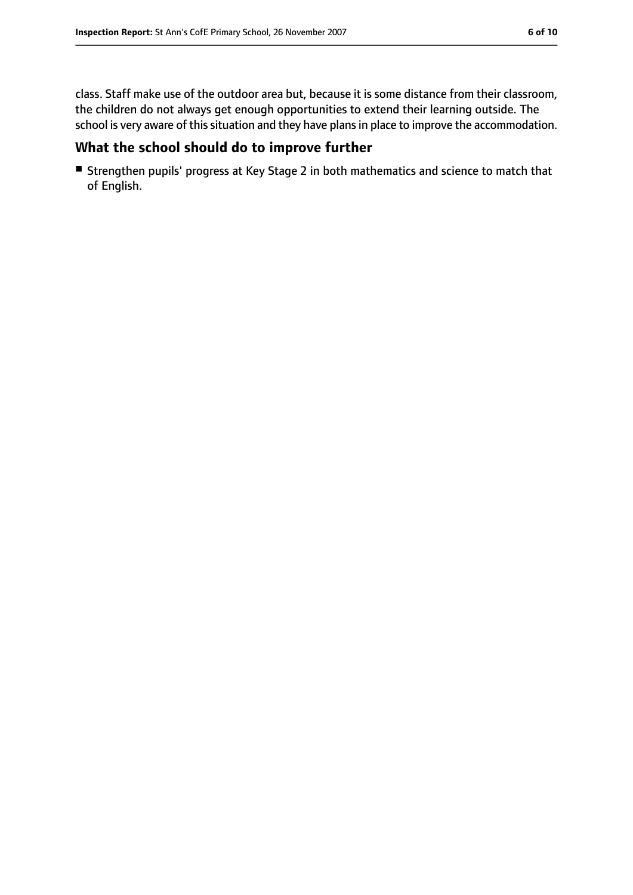class. Staff make use of the outdoor area but, because it is some distance from their classroom, the children do not always get enough opportunities to extend their learning outside. The school is very aware of this situation and they have plans in place to improve the accommodation.

## What the school should do to improve further

- Strengthen pupils' progress at Key Stage 2 in both mathematics and science to match that of English.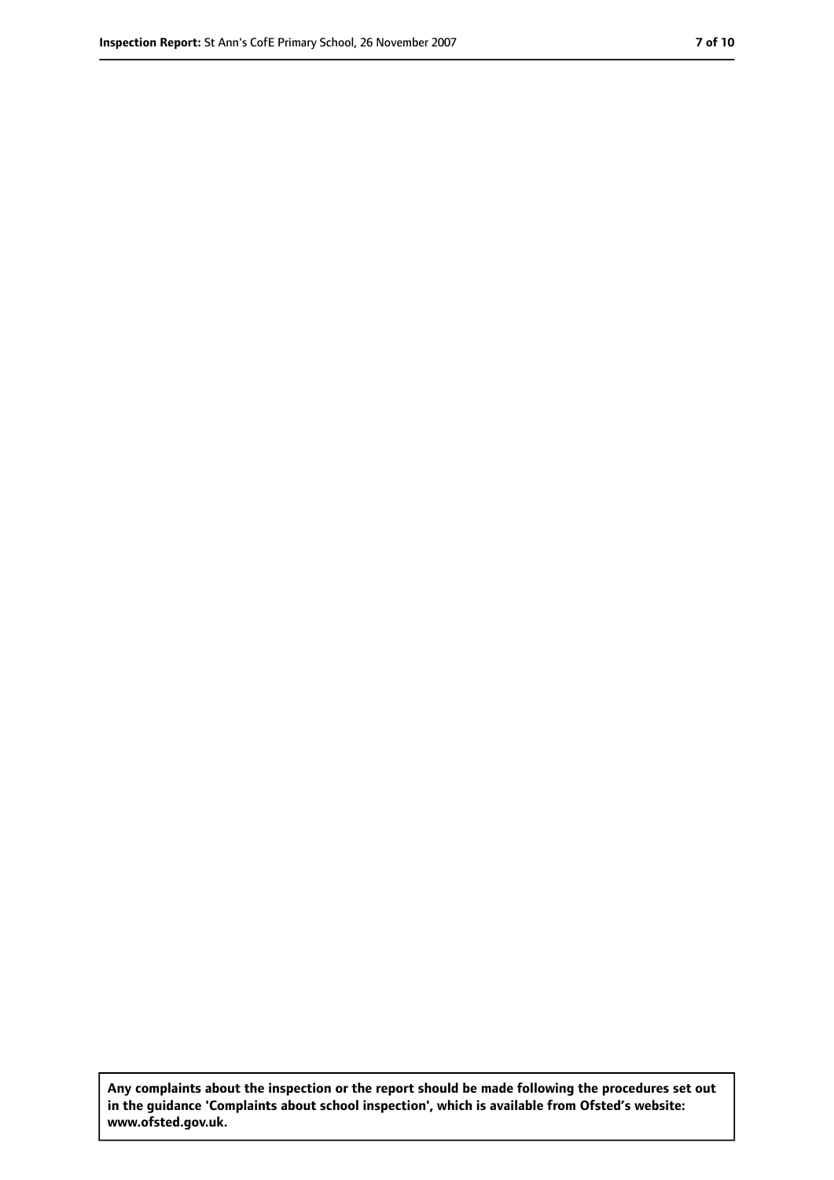**Any complaints about the inspection or the report should be made following the procedures set out in the guidance 'Complaints about school inspection', which is available from Ofsted's website: www.ofsted.gov.uk.**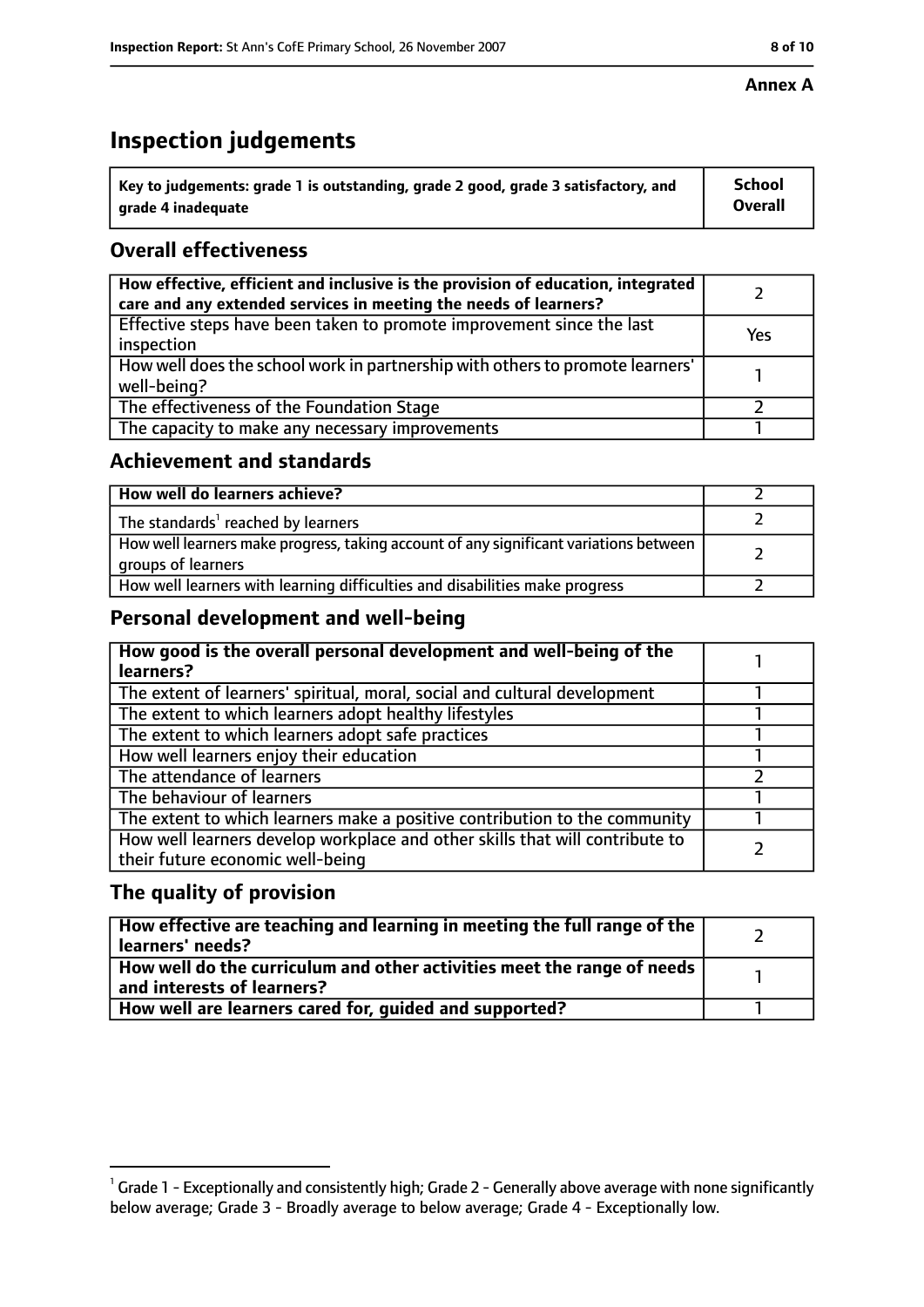**Annex A**

# Inspection judgements

| Key to judgements: grade 1 is outstanding, grade 2 good, grade 3 satisfactory, and grade 4 inadequate | School Overall |
|---|---|

## Overall effectiveness

| | |
|---|---|
| How effective, efficient and inclusive is the provision of education, integrated care and any extended services in meeting the needs of learners? | 2 |
| Effective steps have been taken to promote improvement since the last inspection | Yes |
| How well does the school work in partnership with others to promote learners' well-being? | 1 |
| The effectiveness of the Foundation Stage | 2 |
| The capacity to make any necessary improvements | 1 |

## Achievement and standards

| | |
|---|---|
| **How well do learners achieve?** | 2 |
| The standards[1] reached by learners | 2 |
| How well learners make progress, taking account of any significant variations between groups of learners | 2 |
| How well learners with learning difficulties and disabilities make progress | 2 |

## Personal development and well-being

| | |
|---|---|
| **How good is the overall personal development and well-being of the learners?** | 1 |
| The extent of learners' spiritual, moral, social and cultural development | 1 |
| The extent to which learners adopt healthy lifestyles | 1 |
| The extent to which learners adopt safe practices | 1 |
| How well learners enjoy their education | 1 |
| The attendance of learners | 2 |
| The behaviour of learners | 1 |
| The extent to which learners make a positive contribution to the community | 1 |
| How well learners develop workplace and other skills that will contribute to their future economic well-being | 2 |

## The quality of provision

| | |
|---|---|
| **How effective are teaching and learning in meeting the full range of the learners' needs?** | 2 |
| **How well do the curriculum and other activities meet the range of needs and interests of learners?** | 1 |
| **How well are learners cared for, guided and supported?** | 1 |

[1] Grade 1 - Exceptionally and consistently high; Grade 2 - Generally above average with none significantly below average; Grade 3 - Broadly average to below average; Grade 4 - Exceptionally low.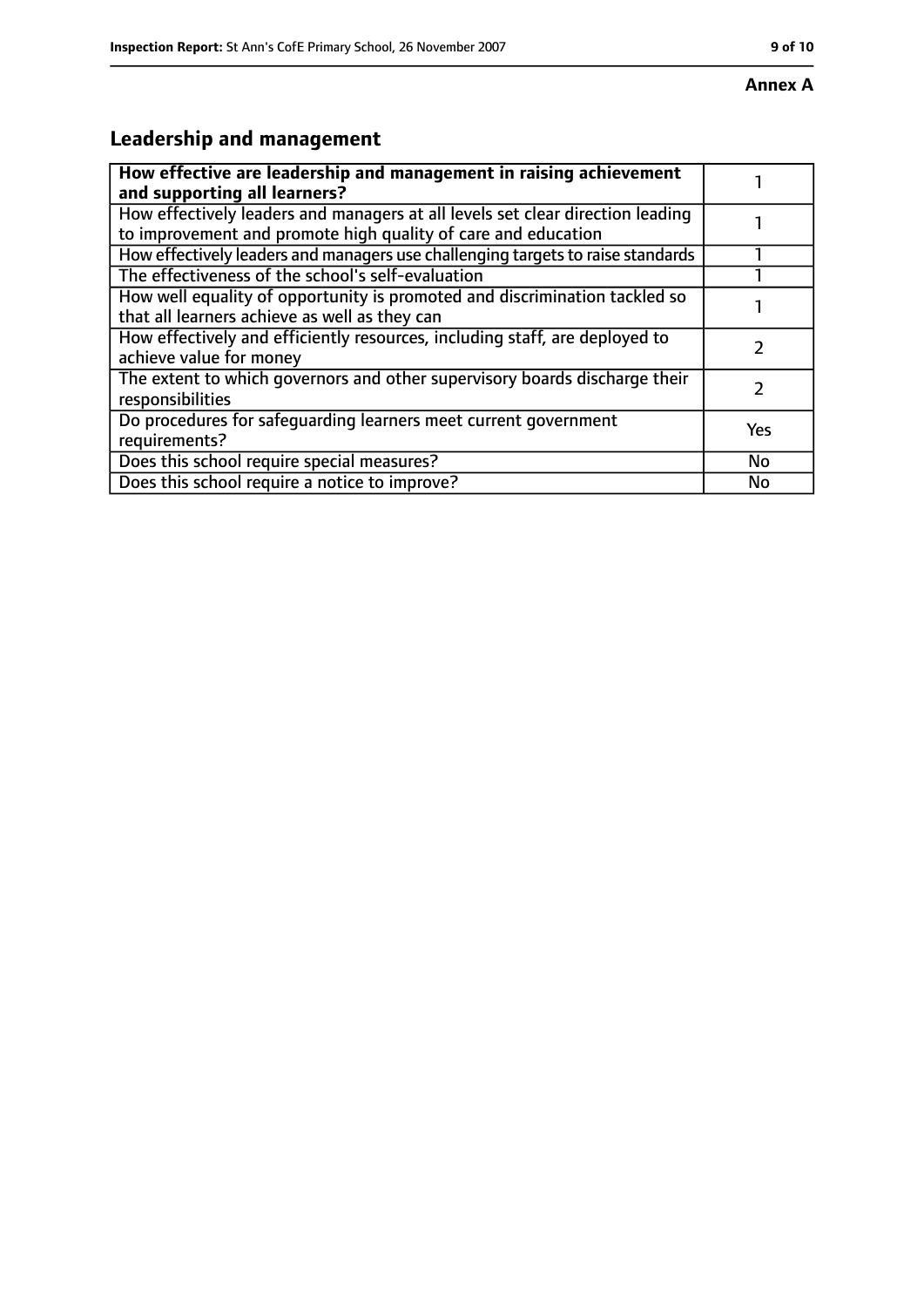**Annex A**

## Leadership and management

| **How effective are leadership and management in raising achievement and supporting all learners?** | 1 |
|---|---|
| How effectively leaders and managers at all levels set clear direction leading to improvement and promote high quality of care and education | 1 |
| How effectively leaders and managers use challenging targets to raise standards | 1 |
| The effectiveness of the school's self-evaluation | 1 |
| How well equality of opportunity is promoted and discrimination tackled so that all learners achieve as well as they can | 1 |
| How effectively and efficiently resources, including staff, are deployed to achieve value for money | 2 |
| The extent to which governors and other supervisory boards discharge their responsibilities | 2 |
| Do procedures for safeguarding learners meet current government requirements? | Yes |
| Does this school require special measures? | No |
| Does this school require a notice to improve? | No |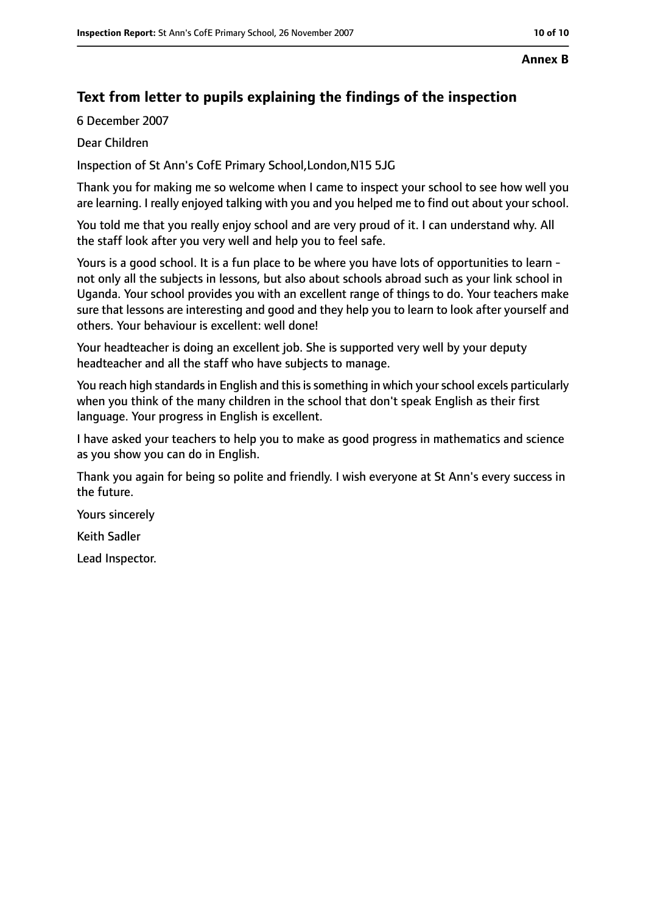**Annex B**

## Text from letter to pupils explaining the findings of the inspection

6 December 2007

Dear Children

Inspection of St Ann's CofE Primary School,London,N15 5JG

Thank you for making me so welcome when I came to inspect your school to see how well you are learning. I really enjoyed talking with you and you helped me to find out about your school.

You told me that you really enjoy school and are very proud of it. I can understand why. All the staff look after you very well and help you to feel safe.

Yours is a good school. It is a fun place to be where you have lots of opportunities to learn - not only all the subjects in lessons, but also about schools abroad such as your link school in Uganda. Your school provides you with an excellent range of things to do. Your teachers make sure that lessons are interesting and good and they help you to learn to look after yourself and others. Your behaviour is excellent: well done!

Your headteacher is doing an excellent job. She is supported very well by your deputy headteacher and all the staff who have subjects to manage.

You reach high standards in English and this is something in which your school excels particularly when you think of the many children in the school that don't speak English as their first language. Your progress in English is excellent.

I have asked your teachers to help you to make as good progress in mathematics and science as you show you can do in English.

Thank you again for being so polite and friendly. I wish everyone at St Ann's every success in the future.

Yours sincerely

Keith Sadler

Lead Inspector.